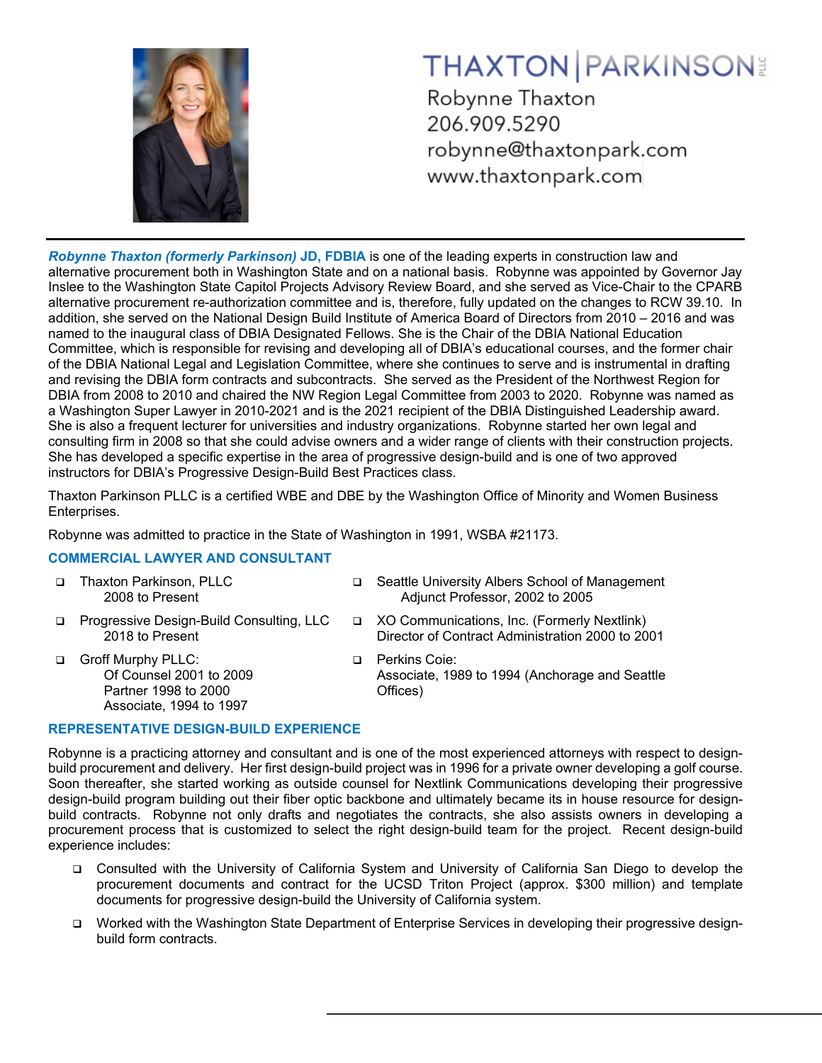# THAXTON | PARKINSON PLLC

Robynne Thaxton
206.909.5290
robynne@thaxtonpark.com
www.thaxtonpark.com

---

***Robynne Thaxton (formerly Parkinson)* JD, FDBIA** is one of the leading experts in construction law and alternative procurement both in Washington State and on a national basis. Robynne was appointed by Governor Jay Inslee to the Washington State Capitol Projects Advisory Review Board, and she served as Vice-Chair to the CPARB alternative procurement re-authorization committee and is, therefore, fully updated on the changes to RCW 39.10. In addition, she served on the National Design Build Institute of America Board of Directors from 2010 – 2016 and was named to the inaugural class of DBIA Designated Fellows. She is the Chair of the DBIA National Education Committee, which is responsible for revising and developing all of DBIA's educational courses, and the former chair of the DBIA National Legal and Legislation Committee, where she continues to serve and is instrumental in drafting and revising the DBIA form contracts and subcontracts. She served as the President of the Northwest Region for DBIA from 2008 to 2010 and chaired the NW Region Legal Committee from 2003 to 2020. Robynne was named as a Washington Super Lawyer in 2010-2021 and is the 2021 recipient of the DBIA Distinguished Leadership award. She is also a frequent lecturer for universities and industry organizations. Robynne started her own legal and consulting firm in 2008 so that she could advise owners and a wider range of clients with their construction projects. She has developed a specific expertise in the area of progressive design-build and is one of two approved instructors for DBIA's Progressive Design-Build Best Practices class.

Thaxton Parkinson PLLC is a certified WBE and DBE by the Washington Office of Minority and Women Business Enterprises.

Robynne was admitted to practice in the State of Washington in 1991, WSBA #21173.

## COMMERCIAL LAWYER AND CONSULTANT

- Thaxton Parkinson, PLLC
  2008 to Present
- Progressive Design-Build Consulting, LLC
  2018 to Present
- Groff Murphy PLLC:
  Of Counsel 2001 to 2009
  Partner 1998 to 2000
  Associate, 1994 to 1997
- Seattle University Albers School of Management
  Adjunct Professor, 2002 to 2005
- XO Communications, Inc. (Formerly Nextlink)
  Director of Contract Administration 2000 to 2001
- Perkins Coie:
  Associate, 1989 to 1994 (Anchorage and Seattle Offices)

## REPRESENTATIVE DESIGN-BUILD EXPERIENCE

Robynne is a practicing attorney and consultant and is one of the most experienced attorneys with respect to design-build procurement and delivery. Her first design-build project was in 1996 for a private owner developing a golf course. Soon thereafter, she started working as outside counsel for Nextlink Communications developing their progressive design-build program building out their fiber optic backbone and ultimately became its in house resource for design-build contracts. Robynne not only drafts and negotiates the contracts, she also assists owners in developing a procurement process that is customized to select the right design-build team for the project. Recent design-build experience includes:

- Consulted with the University of California System and University of California San Diego to develop the procurement documents and contract for the UCSD Triton Project (approx. $300 million) and template documents for progressive design-build the University of California system.
- Worked with the Washington State Department of Enterprise Services in developing their progressive design-build form contracts.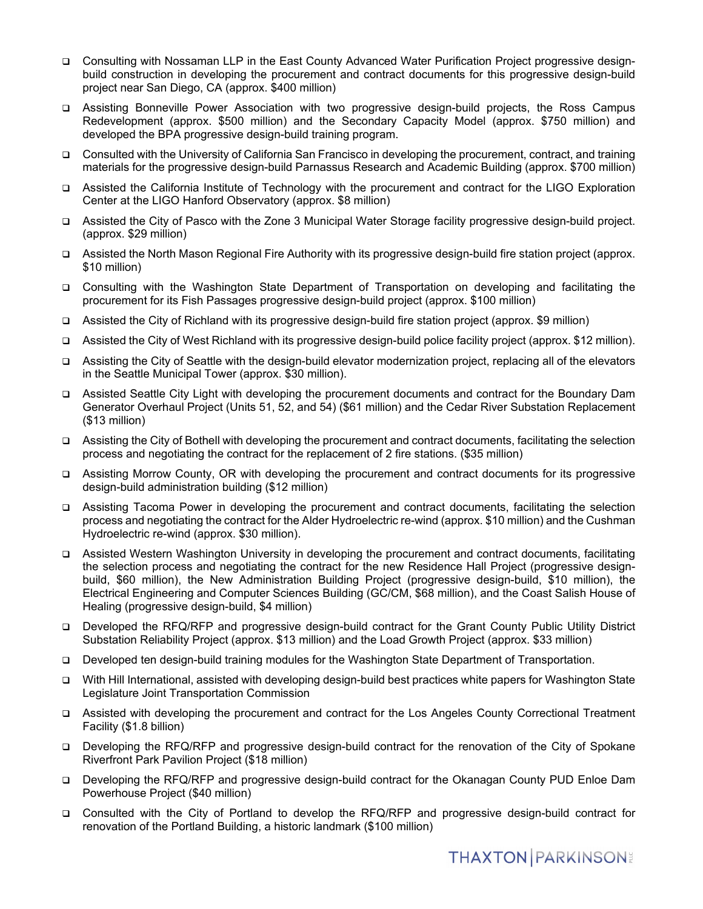- Consulting with Nossaman LLP in the East County Advanced Water Purification Project progressive design-build construction in developing the procurement and contract documents for this progressive design-build project near San Diego, CA (approx. $400 million)
- Assisting Bonneville Power Association with two progressive design-build projects, the Ross Campus Redevelopment (approx. $500 million) and the Secondary Capacity Model (approx. $750 million) and developed the BPA progressive design-build training program.
- Consulted with the University of California San Francisco in developing the procurement, contract, and training materials for the progressive design-build Parnassus Research and Academic Building (approx. $700 million)
- Assisted the California Institute of Technology with the procurement and contract for the LIGO Exploration Center at the LIGO Hanford Observatory (approx. $8 million)
- Assisted the City of Pasco with the Zone 3 Municipal Water Storage facility progressive design-build project. (approx. $29 million)
- Assisted the North Mason Regional Fire Authority with its progressive design-build fire station project (approx. $10 million)
- Consulting with the Washington State Department of Transportation on developing and facilitating the procurement for its Fish Passages progressive design-build project (approx. $100 million)
- Assisted the City of Richland with its progressive design-build fire station project (approx. $9 million)
- Assisted the City of West Richland with its progressive design-build police facility project (approx. $12 million).
- Assisting the City of Seattle with the design-build elevator modernization project, replacing all of the elevators in the Seattle Municipal Tower (approx. $30 million).
- Assisted Seattle City Light with developing the procurement documents and contract for the Boundary Dam Generator Overhaul Project (Units 51, 52, and 54) ($61 million) and the Cedar River Substation Replacement ($13 million)
- Assisting the City of Bothell with developing the procurement and contract documents, facilitating the selection process and negotiating the contract for the replacement of 2 fire stations. ($35 million)
- Assisting Morrow County, OR with developing the procurement and contract documents for its progressive design-build administration building ($12 million)
- Assisting Tacoma Power in developing the procurement and contract documents, facilitating the selection process and negotiating the contract for the Alder Hydroelectric re-wind (approx. $10 million) and the Cushman Hydroelectric re-wind (approx. $30 million).
- Assisted Western Washington University in developing the procurement and contract documents, facilitating the selection process and negotiating the contract for the new Residence Hall Project (progressive design-build, $60 million), the New Administration Building Project (progressive design-build, $10 million), the Electrical Engineering and Computer Sciences Building (GC/CM, $68 million), and the Coast Salish House of Healing (progressive design-build, $4 million)
- Developed the RFQ/RFP and progressive design-build contract for the Grant County Public Utility District Substation Reliability Project (approx. $13 million) and the Load Growth Project (approx. $33 million)
- Developed ten design-build training modules for the Washington State Department of Transportation.
- With Hill International, assisted with developing design-build best practices white papers for Washington State Legislature Joint Transportation Commission
- Assisted with developing the procurement and contract for the Los Angeles County Correctional Treatment Facility ($1.8 billion)
- Developing the RFQ/RFP and progressive design-build contract for the renovation of the City of Spokane Riverfront Park Pavilion Project ($18 million)
- Developing the RFQ/RFP and progressive design-build contract for the Okanagan County PUD Enloe Dam Powerhouse Project ($40 million)
- Consulted with the City of Portland to develop the RFQ/RFP and progressive design-build contract for renovation of the Portland Building, a historic landmark ($100 million)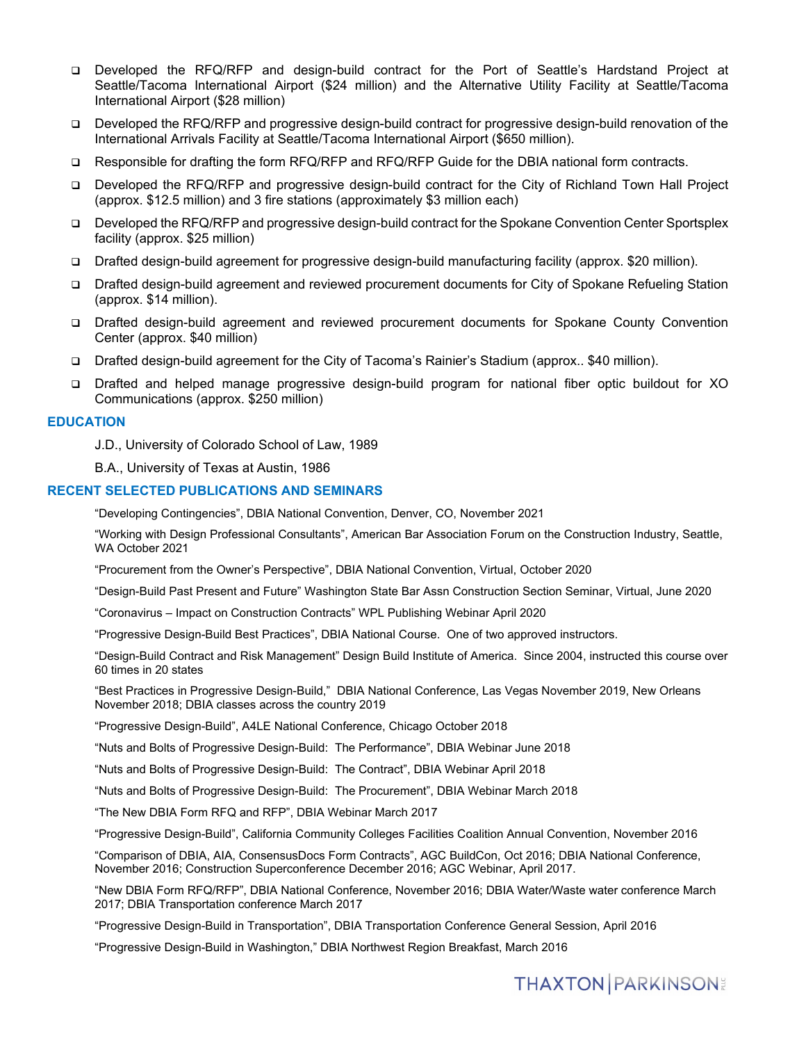- Developed the RFQ/RFP and design-build contract for the Port of Seattle's Hardstand Project at Seattle/Tacoma International Airport ($24 million) and the Alternative Utility Facility at Seattle/Tacoma International Airport ($28 million)
- Developed the RFQ/RFP and progressive design-build contract for progressive design-build renovation of the International Arrivals Facility at Seattle/Tacoma International Airport ($650 million).
- Responsible for drafting the form RFQ/RFP and RFQ/RFP Guide for the DBIA national form contracts.
- Developed the RFQ/RFP and progressive design-build contract for the City of Richland Town Hall Project (approx. $12.5 million) and 3 fire stations (approximately $3 million each)
- Developed the RFQ/RFP and progressive design-build contract for the Spokane Convention Center Sportsplex facility (approx. $25 million)
- Drafted design-build agreement for progressive design-build manufacturing facility (approx. $20 million).
- Drafted design-build agreement and reviewed procurement documents for City of Spokane Refueling Station (approx. $14 million).
- Drafted design-build agreement and reviewed procurement documents for Spokane County Convention Center (approx. $40 million)
- Drafted design-build agreement for the City of Tacoma's Rainier's Stadium (approx.. $40 million).
- Drafted and helped manage progressive design-build program for national fiber optic buildout for XO Communications (approx. $250 million)

## EDUCATION

J.D., University of Colorado School of Law, 1989

B.A., University of Texas at Austin, 1986

## RECENT SELECTED PUBLICATIONS AND SEMINARS

"Developing Contingencies", DBIA National Convention, Denver, CO, November 2021

"Working with Design Professional Consultants", American Bar Association Forum on the Construction Industry, Seattle, WA October 2021

"Procurement from the Owner's Perspective", DBIA National Convention, Virtual, October 2020

"Design-Build Past Present and Future" Washington State Bar Assn Construction Section Seminar, Virtual, June 2020

"Coronavirus – Impact on Construction Contracts" WPL Publishing Webinar April 2020

"Progressive Design-Build Best Practices", DBIA National Course. One of two approved instructors.

"Design-Build Contract and Risk Management" Design Build Institute of America. Since 2004, instructed this course over 60 times in 20 states

"Best Practices in Progressive Design-Build," DBIA National Conference, Las Vegas November 2019, New Orleans November 2018; DBIA classes across the country 2019

"Progressive Design-Build", A4LE National Conference, Chicago October 2018

"Nuts and Bolts of Progressive Design-Build: The Performance", DBIA Webinar June 2018

"Nuts and Bolts of Progressive Design-Build: The Contract", DBIA Webinar April 2018

"Nuts and Bolts of Progressive Design-Build: The Procurement", DBIA Webinar March 2018

"The New DBIA Form RFQ and RFP", DBIA Webinar March 2017

"Progressive Design-Build", California Community Colleges Facilities Coalition Annual Convention, November 2016

"Comparison of DBIA, AIA, ConsensusDocs Form Contracts", AGC BuildCon, Oct 2016; DBIA National Conference, November 2016; Construction Superconference December 2016; AGC Webinar, April 2017.

"New DBIA Form RFQ/RFP", DBIA National Conference, November 2016; DBIA Water/Waste water conference March 2017; DBIA Transportation conference March 2017

"Progressive Design-Build in Transportation", DBIA Transportation Conference General Session, April 2016

"Progressive Design-Build in Washington," DBIA Northwest Region Breakfast, March 2016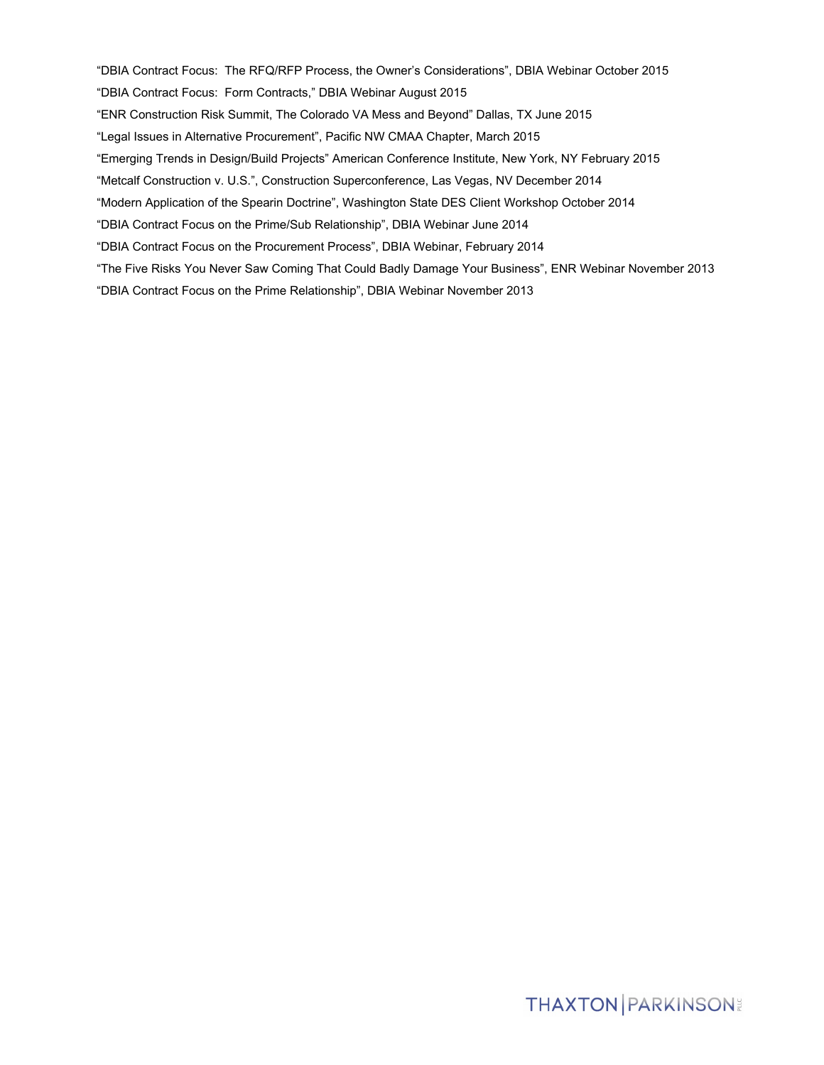"DBIA Contract Focus:  The RFQ/RFP Process, the Owner's Considerations", DBIA Webinar October 2015

"DBIA Contract Focus:  Form Contracts," DBIA Webinar August 2015

"ENR Construction Risk Summit, The Colorado VA Mess and Beyond" Dallas, TX June 2015

"Legal Issues in Alternative Procurement", Pacific NW CMAA Chapter, March 2015

"Emerging Trends in Design/Build Projects" American Conference Institute, New York, NY February 2015

"Metcalf Construction v. U.S.", Construction Superconference, Las Vegas, NV December 2014

"Modern Application of the Spearin Doctrine", Washington State DES Client Workshop October 2014

"DBIA Contract Focus on the Prime/Sub Relationship", DBIA Webinar June 2014

"DBIA Contract Focus on the Procurement Process", DBIA Webinar, February 2014

"The Five Risks You Never Saw Coming That Could Badly Damage Your Business", ENR Webinar November 2013

"DBIA Contract Focus on the Prime Relationship", DBIA Webinar November 2013